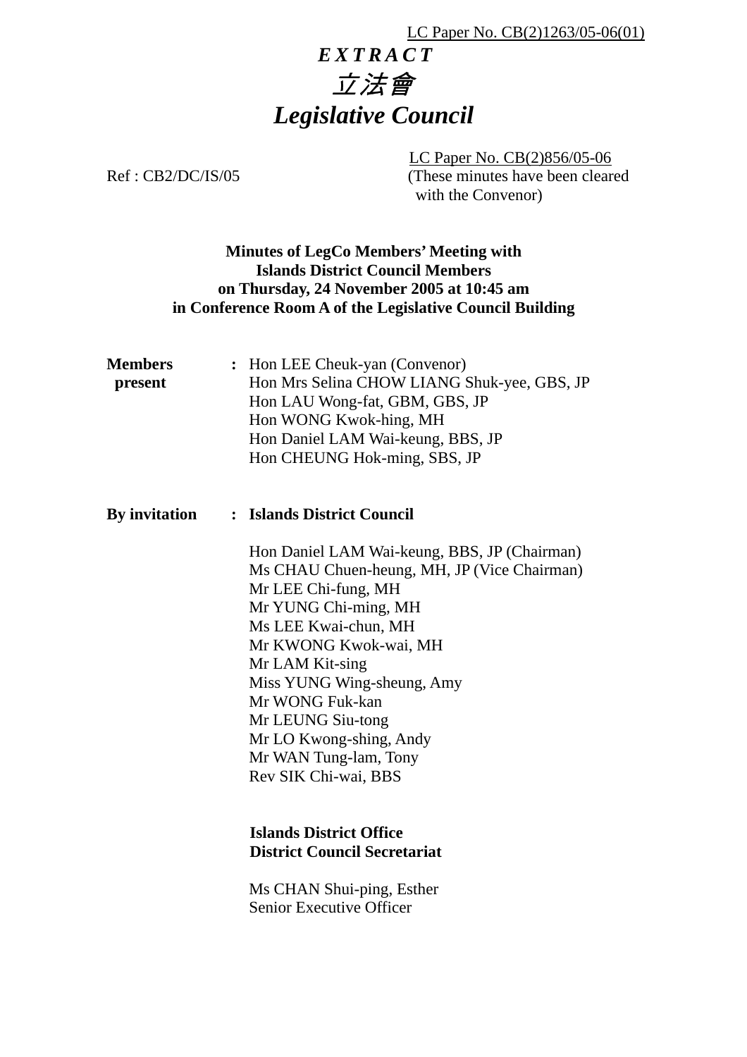LC Paper No. CB(2)1263/05-06(01)

***EXTRACT***

# *立法會*
# *Legislative Council*

LC Paper No. CB(2)856/05-06
(These minutes have been cleared with the Convenor)

Ref : CB2/DC/IS/05

**Minutes of LegCo Members' Meeting with Islands District Council Members on Thursday, 24 November 2005 at 10:45 am in Conference Room A of the Legislative Council Building**

**Members present** : Hon LEE Cheuk-yan (Convenor)
Hon Mrs Selina CHOW LIANG Shuk-yee, GBS, JP
Hon LAU Wong-fat, GBM, GBS, JP
Hon WONG Kwok-hing, MH
Hon Daniel LAM Wai-keung, BBS, JP
Hon CHEUNG Hok-ming, SBS, JP

**By invitation** : **Islands District Council**

Hon Daniel LAM Wai-keung, BBS, JP (Chairman)
Ms CHAU Chuen-heung, MH, JP (Vice Chairman)
Mr LEE Chi-fung, MH
Mr YUNG Chi-ming, MH
Ms LEE Kwai-chun, MH
Mr KWONG Kwok-wai, MH
Mr LAM Kit-sing
Miss YUNG Wing-sheung, Amy
Mr WONG Fuk-kan
Mr LEUNG Siu-tong
Mr LO Kwong-shing, Andy
Mr WAN Tung-lam, Tony
Rev SIK Chi-wai, BBS

**Islands District Office**
**District Council Secretariat**

Ms CHAN Shui-ping, Esther
Senior Executive Officer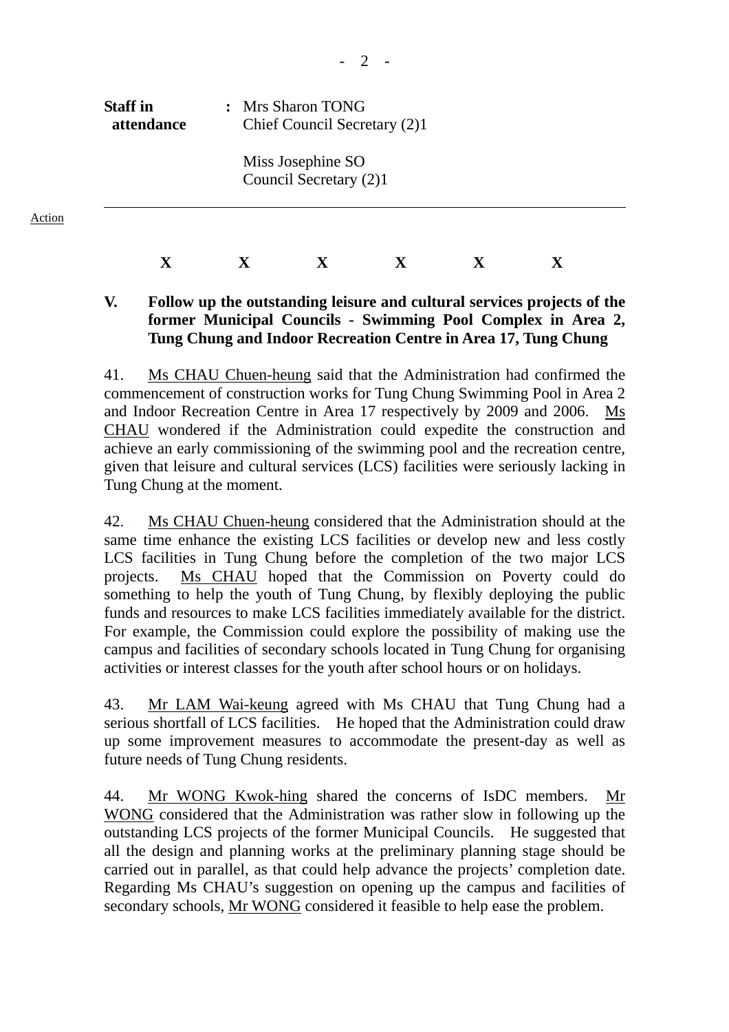**Staff in attendance** : Mrs Sharon TONG
Chief Council Secretary (2)1

Miss Josephine SO
Council Secretary (2)1

---

Action

X X X X X X

**V. Follow up the outstanding leisure and cultural services projects of the former Municipal Councils - Swimming Pool Complex in Area 2, Tung Chung and Indoor Recreation Centre in Area 17, Tung Chung**

41. Ms CHAU Chuen-heung said that the Administration had confirmed the commencement of construction works for Tung Chung Swimming Pool in Area 2 and Indoor Recreation Centre in Area 17 respectively by 2009 and 2006. Ms CHAU wondered if the Administration could expedite the construction and achieve an early commissioning of the swimming pool and the recreation centre, given that leisure and cultural services (LCS) facilities were seriously lacking in Tung Chung at the moment.

42. Ms CHAU Chuen-heung considered that the Administration should at the same time enhance the existing LCS facilities or develop new and less costly LCS facilities in Tung Chung before the completion of the two major LCS projects. Ms CHAU hoped that the Commission on Poverty could do something to help the youth of Tung Chung, by flexibly deploying the public funds and resources to make LCS facilities immediately available for the district. For example, the Commission could explore the possibility of making use the campus and facilities of secondary schools located in Tung Chung for organising activities or interest classes for the youth after school hours or on holidays.

43. Mr LAM Wai-keung agreed with Ms CHAU that Tung Chung had a serious shortfall of LCS facilities. He hoped that the Administration could draw up some improvement measures to accommodate the present-day as well as future needs of Tung Chung residents.

44. Mr WONG Kwok-hing shared the concerns of IsDC members. Mr WONG considered that the Administration was rather slow in following up the outstanding LCS projects of the former Municipal Councils. He suggested that all the design and planning works at the preliminary planning stage should be carried out in parallel, as that could help advance the projects' completion date. Regarding Ms CHAU's suggestion on opening up the campus and facilities of secondary schools, Mr WONG considered it feasible to help ease the problem.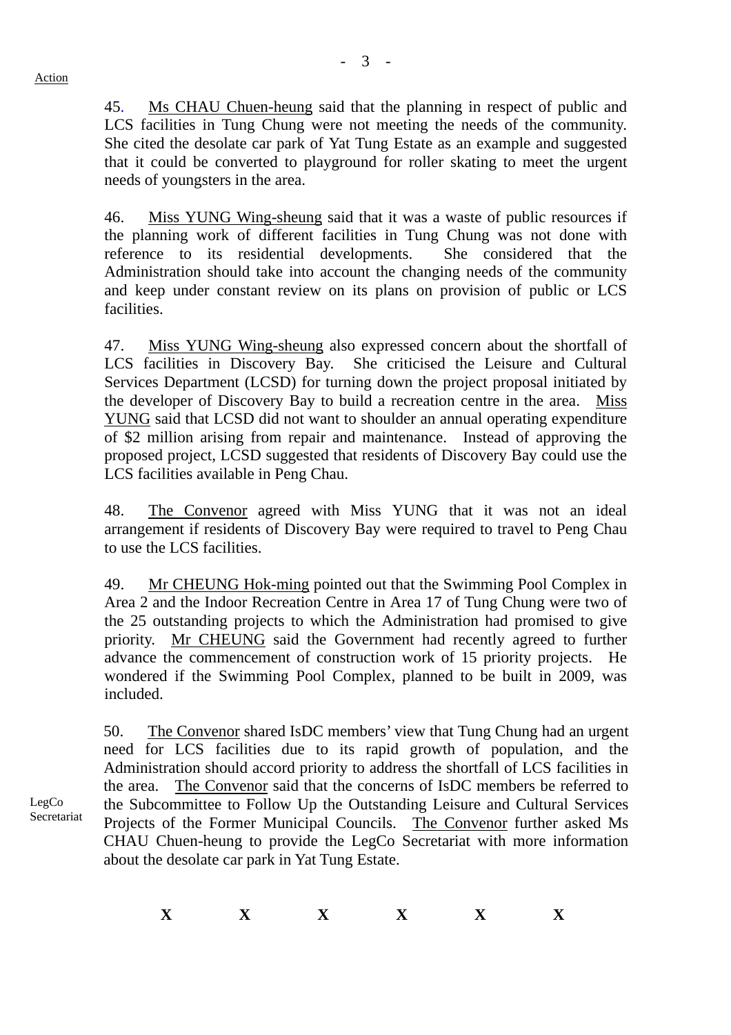Action

45. Ms CHAU Chuen-heung said that the planning in respect of public and LCS facilities in Tung Chung were not meeting the needs of the community. She cited the desolate car park of Yat Tung Estate as an example and suggested that it could be converted to playground for roller skating to meet the urgent needs of youngsters in the area.

46. Miss YUNG Wing-sheung said that it was a waste of public resources if the planning work of different facilities in Tung Chung was not done with reference to its residential developments. She considered that the Administration should take into account the changing needs of the community and keep under constant review on its plans on provision of public or LCS facilities.

47. Miss YUNG Wing-sheung also expressed concern about the shortfall of LCS facilities in Discovery Bay. She criticised the Leisure and Cultural Services Department (LCSD) for turning down the project proposal initiated by the developer of Discovery Bay to build a recreation centre in the area. Miss YUNG said that LCSD did not want to shoulder an annual operating expenditure of $2 million arising from repair and maintenance. Instead of approving the proposed project, LCSD suggested that residents of Discovery Bay could use the LCS facilities available in Peng Chau.

48. The Convenor agreed with Miss YUNG that it was not an ideal arrangement if residents of Discovery Bay were required to travel to Peng Chau to use the LCS facilities.

49. Mr CHEUNG Hok-ming pointed out that the Swimming Pool Complex in Area 2 and the Indoor Recreation Centre in Area 17 of Tung Chung were two of the 25 outstanding projects to which the Administration had promised to give priority. Mr CHEUNG said the Government had recently agreed to further advance the commencement of construction work of 15 priority projects. He wondered if the Swimming Pool Complex, planned to be built in 2009, was included.

50. The Convenor shared IsDC members' view that Tung Chung had an urgent need for LCS facilities due to its rapid growth of population, and the Administration should accord priority to address the shortfall of LCS facilities in the area. The Convenor said that the concerns of IsDC members be referred to the Subcommittee to Follow Up the Outstanding Leisure and Cultural Services Projects of the Former Municipal Councils. The Convenor further asked Ms CHAU Chuen-heung to provide the LegCo Secretariat with more information about the desolate car park in Yat Tung Estate.

LegCo Secretariat

X X X X X X